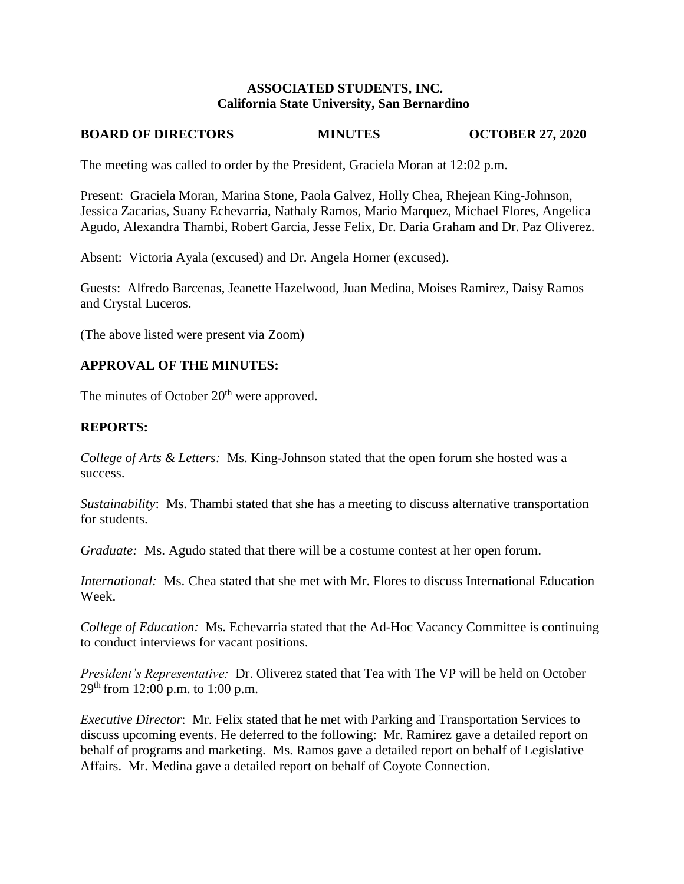**ASSOCIATED STUDENTS, INC.**
**California State University, San Bernardino**

**BOARD OF DIRECTORS MINUTES OCTOBER 27, 2020**

The meeting was called to order by the President, Graciela Moran at 12:02 p.m.

Present: Graciela Moran, Marina Stone, Paola Galvez, Holly Chea, Rhejean King-Johnson, Jessica Zacarias, Suany Echevarria, Nathaly Ramos, Mario Marquez, Michael Flores, Angelica Agudo, Alexandra Thambi, Robert Garcia, Jesse Felix, Dr. Daria Graham and Dr. Paz Oliverez.

Absent: Victoria Ayala (excused) and Dr. Angela Horner (excused).

Guests: Alfredo Barcenas, Jeanette Hazelwood, Juan Medina, Moises Ramirez, Daisy Ramos and Crystal Luceros.

(The above listed were present via Zoom)

## APPROVAL OF THE MINUTES:

The minutes of October 20th were approved.

## REPORTS:

*College of Arts & Letters:* Ms. King-Johnson stated that the open forum she hosted was a success.

*Sustainability*: Ms. Thambi stated that she has a meeting to discuss alternative transportation for students.

*Graduate:* Ms. Agudo stated that there will be a costume contest at her open forum.

*International:* Ms. Chea stated that she met with Mr. Flores to discuss International Education Week.

*College of Education:* Ms. Echevarria stated that the Ad-Hoc Vacancy Committee is continuing to conduct interviews for vacant positions.

*President's Representative:* Dr. Oliverez stated that Tea with The VP will be held on October 29th from 12:00 p.m. to 1:00 p.m.

*Executive Director*: Mr. Felix stated that he met with Parking and Transportation Services to discuss upcoming events. He deferred to the following: Mr. Ramirez gave a detailed report on behalf of programs and marketing. Ms. Ramos gave a detailed report on behalf of Legislative Affairs. Mr. Medina gave a detailed report on behalf of Coyote Connection.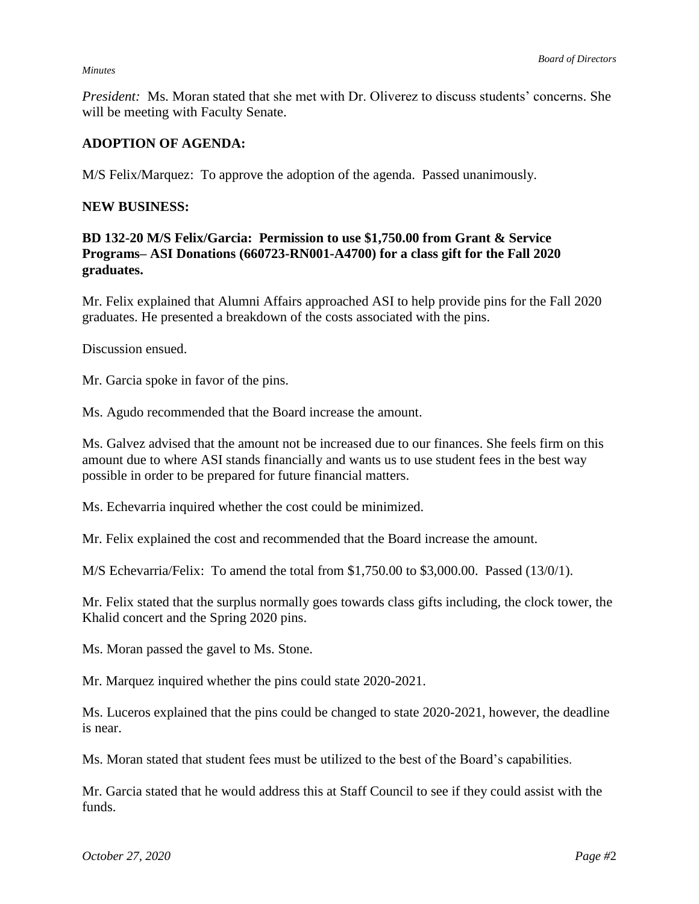*President:* Ms. Moran stated that she met with Dr. Oliverez to discuss students' concerns. She will be meeting with Faculty Senate.

**ADOPTION OF AGENDA:**

M/S Felix/Marquez: To approve the adoption of the agenda. Passed unanimously.

**NEW BUSINESS:**

**BD 132-20 M/S Felix/Garcia: Permission to use $1,750.00 from Grant & Service Programs– ASI Donations (660723-RN001-A4700) for a class gift for the Fall 2020 graduates.**

Mr. Felix explained that Alumni Affairs approached ASI to help provide pins for the Fall 2020 graduates. He presented a breakdown of the costs associated with the pins.

Discussion ensued.

Mr. Garcia spoke in favor of the pins.

Ms. Agudo recommended that the Board increase the amount.

Ms. Galvez advised that the amount not be increased due to our finances. She feels firm on this amount due to where ASI stands financially and wants us to use student fees in the best way possible in order to be prepared for future financial matters.

Ms. Echevarria inquired whether the cost could be minimized.

Mr. Felix explained the cost and recommended that the Board increase the amount.

M/S Echevarria/Felix: To amend the total from $1,750.00 to $3,000.00. Passed (13/0/1).

Mr. Felix stated that the surplus normally goes towards class gifts including, the clock tower, the Khalid concert and the Spring 2020 pins.

Ms. Moran passed the gavel to Ms. Stone.

Mr. Marquez inquired whether the pins could state 2020-2021.

Ms. Luceros explained that the pins could be changed to state 2020-2021, however, the deadline is near.

Ms. Moran stated that student fees must be utilized to the best of the Board's capabilities.

Mr. Garcia stated that he would address this at Staff Council to see if they could assist with the funds.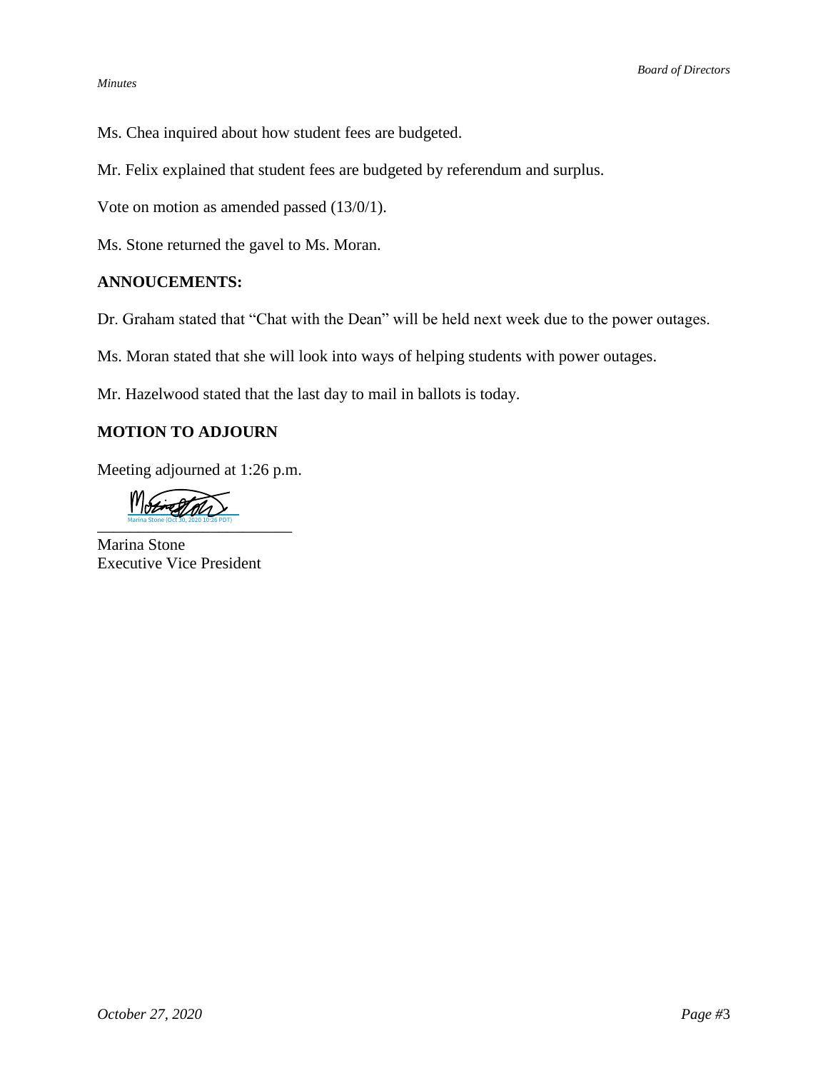Ms. Chea inquired about how student fees are budgeted.

Mr. Felix explained that student fees are budgeted by referendum and surplus.

Vote on motion as amended passed (13/0/1).

Ms. Stone returned the gavel to Ms. Moran.

**ANNOUCEMENTS:**

Dr. Graham stated that "Chat with the Dean" will be held next week due to the power outages.

Ms. Moran stated that she will look into ways of helping students with power outages.

Mr. Hazelwood stated that the last day to mail in ballots is today.

**MOTION TO ADJOURN**

Meeting adjourned at 1:26 p.m.

Marina Stone (Oct 30, 2020 10:26 PDT)

___________________________

Marina Stone
Executive Vice President